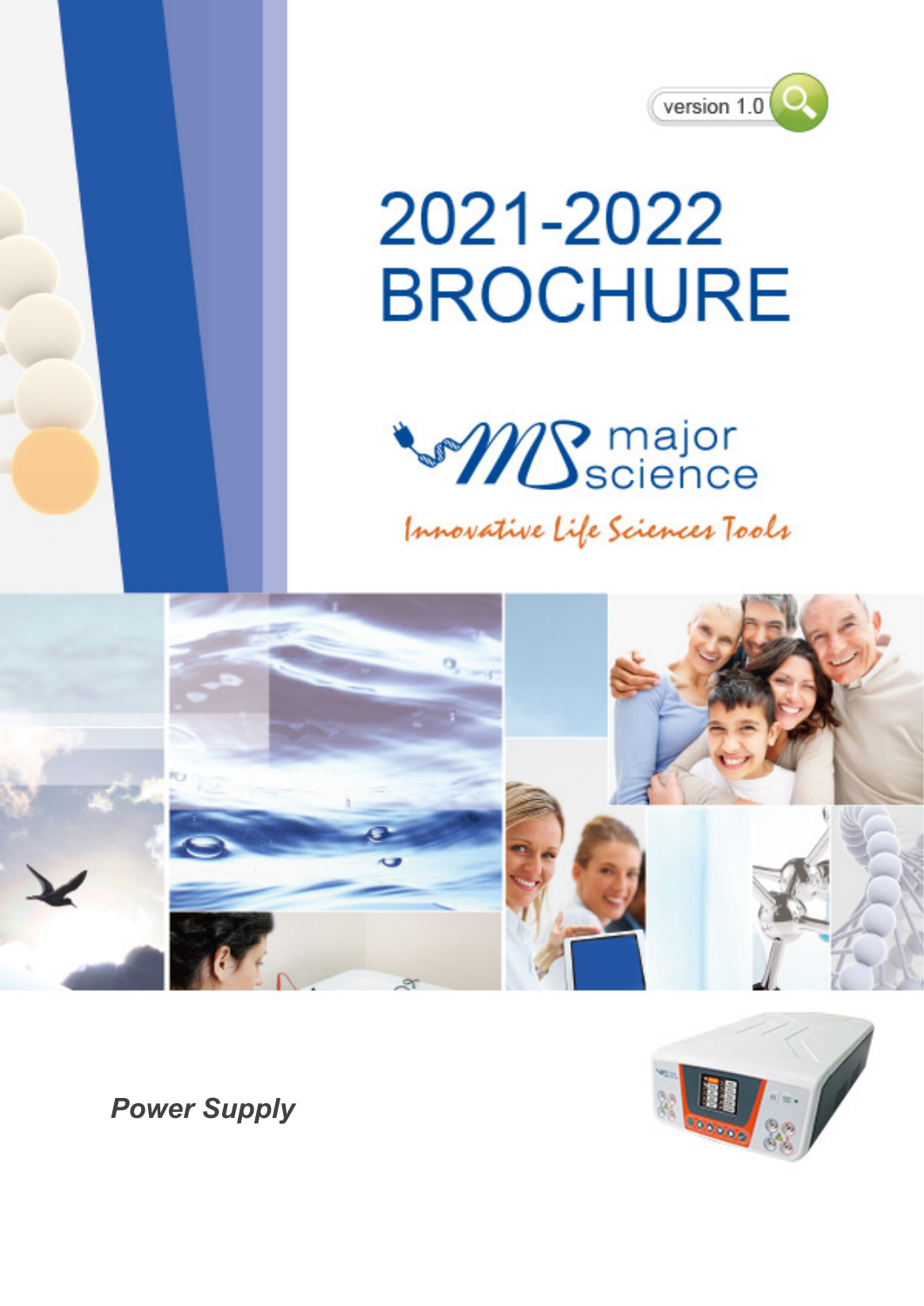version 1.0

# 2021-2022 BROCHURE

major science

*Innovative Life Sciences Tools*

***Power Supply***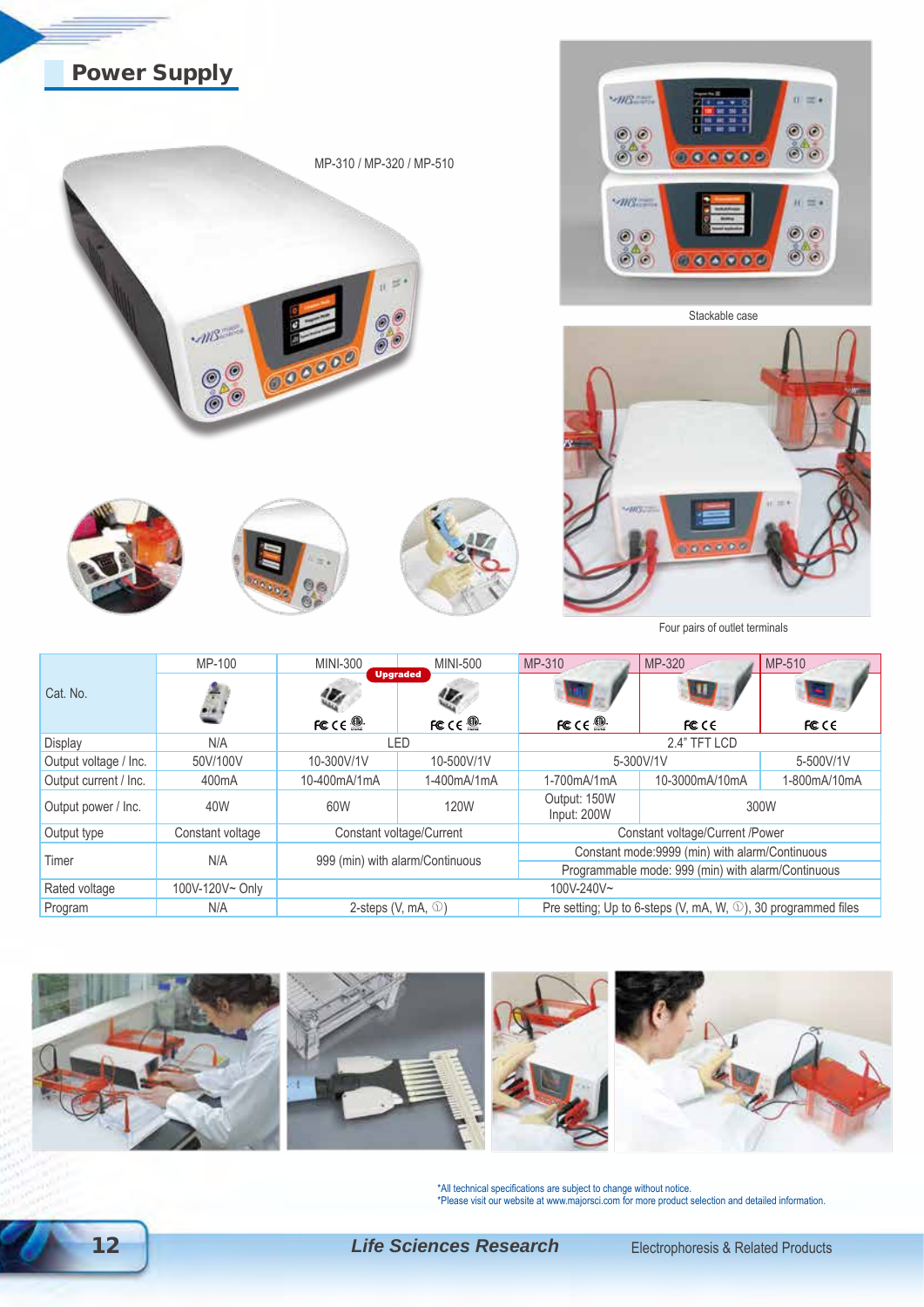# Power Supply

MP-310 / MP-320 / MP-510

Stackable case

Four pairs of outlet terminals

| Cat. No. | MP-100 | MINI-300 | MINI-500 | MP-310 | MP-320 | MP-510 |
|---|---|---|---|---|---|---|
| | | Upgraded | | | | |
| Display | N/A | LED | | 2.4" TFT LCD | | |
| Output voltage / Inc. | 50V/100V | 10-300V/1V | 10-500V/1V | 5-300V/1V | | 5-500V/1V |
| Output current / Inc. | 400mA | 10-400mA/1mA | 1-400mA/1mA | 1-700mA/1mA | 10-3000mA/10mA | 1-800mA/10mA |
| Output power / Inc. | 40W | 60W | 120W | Output: 150W Input: 200W | 300W | |
| Output type | Constant voltage | Constant voltage/Current | | Constant voltage/Current /Power | | |
| Timer | N/A | 999 (min) with alarm/Continuous | | Constant mode:9999 (min) with alarm/Continuous<br>Programmable mode: 999 (min) with alarm/Continuous | | |
| Rated voltage | 100V-120V~ Only | 100V-240V~ | | | | |
| Program | N/A | 2-steps (V, mA, ①) | | Pre setting; Up to 6-steps (V, mA, W, ①), 30 programmed files | | |

*All technical specifications are subject to change without notice.
*Please visit our website at www.majorsci.com for more product selection and detailed information.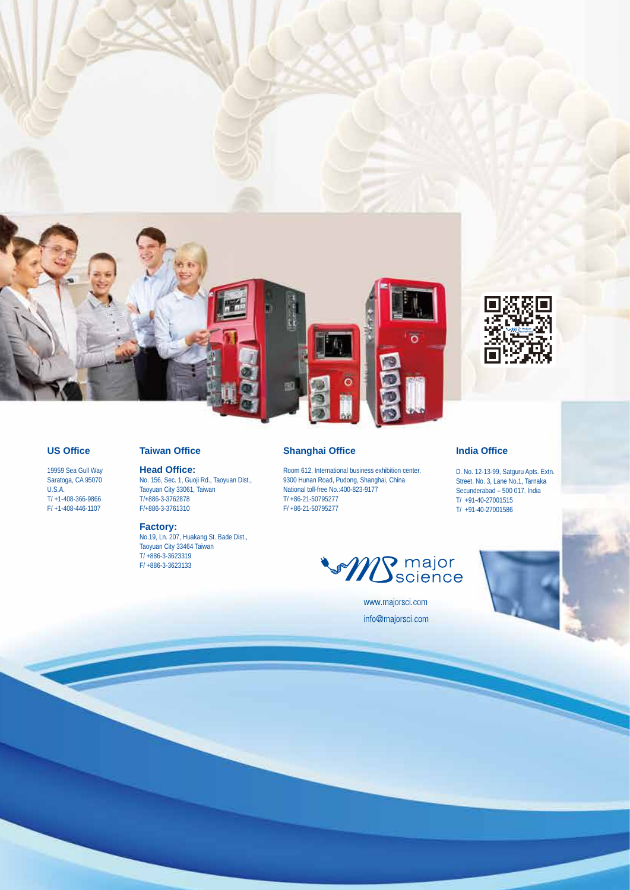## US Office

19959 Sea Gull Way
Saratoga, CA 95070
U.S.A.
T/ +1-408-366-9866
F/ +1-408-446-1107

## Taiwan Office

### Head Office:

No. 156, Sec. 1, Guoji Rd., Taoyuan Dist.,
Taoyuan City 33061, Taiwan
T/+886-3-3762878
F/+886-3-3761310

### Factory:

No.19, Ln. 207, Huakang St. Bade Dist.,
Taoyuan City 33464 Taiwan
T/ +886-3-3623319
F/ +886-3-3623133

## Shanghai Office

Room 612, International business exhibition center,
9300 Hunan Road, Pudong, Shanghai, China
National toll-free No.:400-823-9177
T/ +86-21-50795277
F/ +86-21-50795277

## India Office

D. No. 12-13-99, Satguru Apts. Extn.
Street. No. 3, Lane No.1, Tarnaka
Secunderabad – 500 017. India
T/ +91-40-27001515
T/ +91-40-27001586

major science

www.majorsci.com
info@majorsci.com